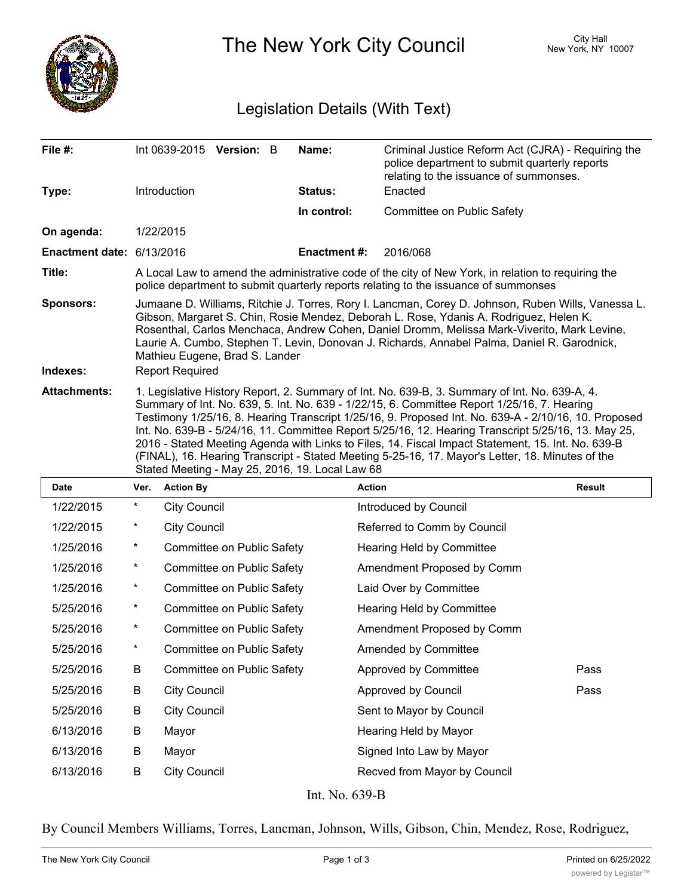# The New York City Council

City Hall
New York, NY 10007

## Legislation Details (With Text)

| | | | |
|---|---|---|---|
| **File #:** | Int 0639-2015 **Version:** B | **Name:** | Criminal Justice Reform Act (CJRA) - Requiring the police department to submit quarterly reports relating to the issuance of summonses. |
| **Type:** | Introduction | **Status:** | Enacted |
| | | **In control:** | Committee on Public Safety |
| **On agenda:** | 1/22/2015 | | |
| **Enactment date:** | 6/13/2016 | **Enactment #:** | 2016/068 |

**Title:** A Local Law to amend the administrative code of the city of New York, in relation to requiring the police department to submit quarterly reports relating to the issuance of summonses

**Sponsors:** Jumaane D. Williams, Ritchie J. Torres, Rory I. Lancman, Corey D. Johnson, Ruben Wills, Vanessa L. Gibson, Margaret S. Chin, Rosie Mendez, Deborah L. Rose, Ydanis A. Rodriguez, Helen K. Rosenthal, Carlos Menchaca, Andrew Cohen, Daniel Dromm, Melissa Mark-Viverito, Mark Levine, Laurie A. Cumbo, Stephen T. Levin, Donovan J. Richards, Annabel Palma, Daniel R. Garodnick, Mathieu Eugene, Brad S. Lander

**Indexes:** Report Required

**Attachments:** 1. Legislative History Report, 2. Summary of Int. No. 639-B, 3. Summary of Int. No. 639-A, 4. Summary of Int. No. 639, 5. Int. No. 639 - 1/22/15, 6. Committee Report 1/25/16, 7. Hearing Testimony 1/25/16, 8. Hearing Transcript 1/25/16, 9. Proposed Int. No. 639-A - 2/10/16, 10. Proposed Int. No. 639-B - 5/24/16, 11. Committee Report 5/25/16, 12. Hearing Transcript 5/25/16, 13. May 25, 2016 - Stated Meeting Agenda with Links to Files, 14. Fiscal Impact Statement, 15. Int. No. 639-B (FINAL), 16. Hearing Transcript - Stated Meeting 5-25-16, 17. Mayor's Letter, 18. Minutes of the Stated Meeting - May 25, 2016, 19. Local Law 68

| Date | Ver. | Action By | Action | Result |
|---|---|---|---|---|
| 1/22/2015 | * | City Council | Introduced by Council | |
| 1/22/2015 | * | City Council | Referred to Comm by Council | |
| 1/25/2016 | * | Committee on Public Safety | Hearing Held by Committee | |
| 1/25/2016 | * | Committee on Public Safety | Amendment Proposed by Comm | |
| 1/25/2016 | * | Committee on Public Safety | Laid Over by Committee | |
| 5/25/2016 | * | Committee on Public Safety | Hearing Held by Committee | |
| 5/25/2016 | * | Committee on Public Safety | Amendment Proposed by Comm | |
| 5/25/2016 | * | Committee on Public Safety | Amended by Committee | |
| 5/25/2016 | B | Committee on Public Safety | Approved by Committee | Pass |
| 5/25/2016 | B | City Council | Approved by Council | Pass |
| 5/25/2016 | B | City Council | Sent to Mayor by Council | |
| 6/13/2016 | B | Mayor | Hearing Held by Mayor | |
| 6/13/2016 | B | Mayor | Signed Into Law by Mayor | |
| 6/13/2016 | B | City Council | Recved from Mayor by Council | |

Int. No. 639-B

By Council Members Williams, Torres, Lancman, Johnson, Wills, Gibson, Chin, Mendez, Rose, Rodriguez,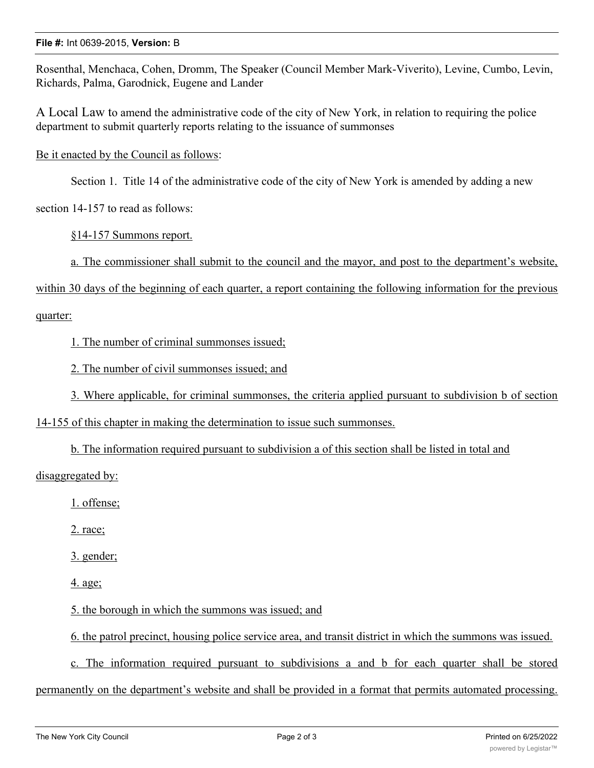Rosenthal, Menchaca, Cohen, Dromm, The Speaker (Council Member Mark-Viverito), Levine, Cumbo, Levin, Richards, Palma, Garodnick, Eugene and Lander

A Local Law to amend the administrative code of the city of New York, in relation to requiring the police department to submit quarterly reports relating to the issuance of summonses

Be it enacted by the Council as follows:

Section 1. Title 14 of the administrative code of the city of New York is amended by adding a new section 14-157 to read as follows:

§14-157 Summons report.

a. The commissioner shall submit to the council and the mayor, and post to the department's website, within 30 days of the beginning of each quarter, a report containing the following information for the previous quarter:

1. The number of criminal summonses issued;

2. The number of civil summonses issued; and

3. Where applicable, for criminal summonses, the criteria applied pursuant to subdivision b of section 14-155 of this chapter in making the determination to issue such summonses.

b. The information required pursuant to subdivision a of this section shall be listed in total and disaggregated by:

1. offense;

2. race;

3. gender;

4. age;

5. the borough in which the summons was issued; and

6. the patrol precinct, housing police service area, and transit district in which the summons was issued.

c. The information required pursuant to subdivisions a and b for each quarter shall be stored permanently on the department's website and shall be provided in a format that permits automated processing.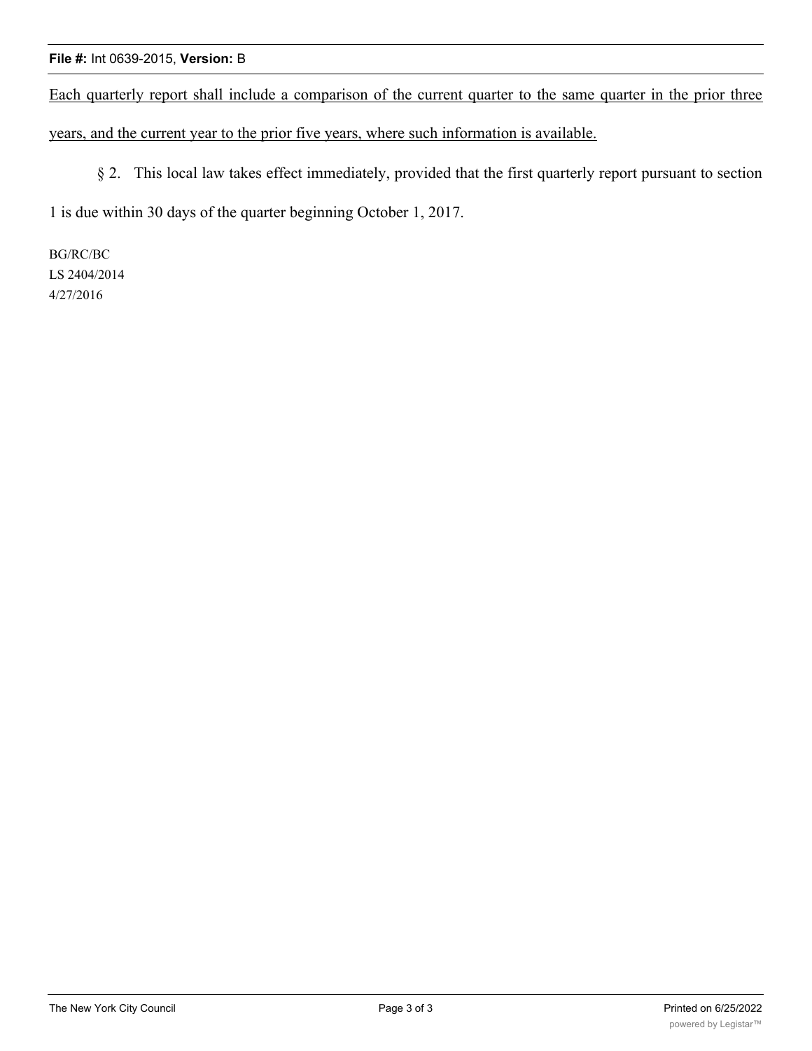Each quarterly report shall include a comparison of the current quarter to the same quarter in the prior three years, and the current year to the prior five years, where such information is available.

§ 2. This local law takes effect immediately, provided that the first quarterly report pursuant to section 1 is due within 30 days of the quarter beginning October 1, 2017.

BG/RC/BC
LS 2404/2014
4/27/2016